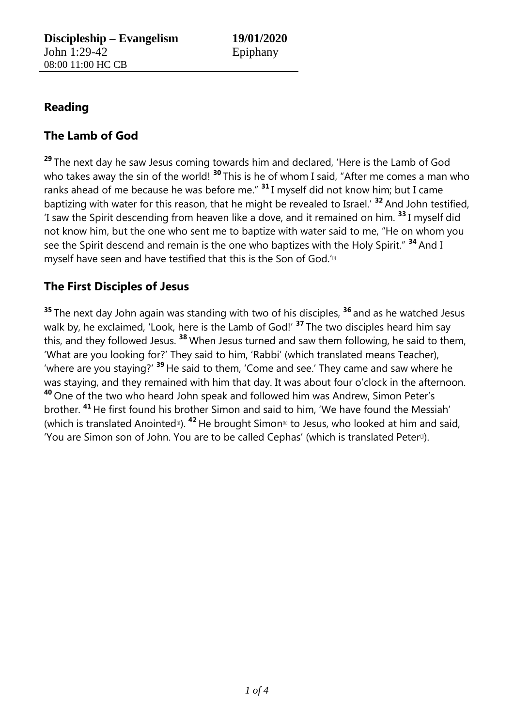**Discipleship – Evangelism** **19/01/2020**
John 1:29-42 Epiphany
08:00 11:00 HC CB

## Reading

## The Lamb of God

**29** The next day he saw Jesus coming towards him and declared, 'Here is the Lamb of God who takes away the sin of the world! **30** This is he of whom I said, "After me comes a man who ranks ahead of me because he was before me." **31** I myself did not know him; but I came baptizing with water for this reason, that he might be revealed to Israel.' **32** And John testified, 'I saw the Spirit descending from heaven like a dove, and it remained on him. **33** I myself did not know him, but the one who sent me to baptize with water said to me, "He on whom you see the Spirit descend and remain is the one who baptizes with the Holy Spirit." **34** And I myself have seen and have testified that this is the Son of God.'[i]

## The First Disciples of Jesus

**35** The next day John again was standing with two of his disciples, **36** and as he watched Jesus walk by, he exclaimed, 'Look, here is the Lamb of God!' **37** The two disciples heard him say this, and they followed Jesus. **38** When Jesus turned and saw them following, he said to them, 'What are you looking for?' They said to him, 'Rabbi' (which translated means Teacher), 'where are you staying?' **39** He said to them, 'Come and see.' They came and saw where he was staying, and they remained with him that day. It was about four o'clock in the afternoon. **40** One of the two who heard John speak and followed him was Andrew, Simon Peter's brother. **41** He first found his brother Simon and said to him, 'We have found the Messiah' (which is translated Anointed[j]). **42** He brought Simon[k] to Jesus, who looked at him and said, 'You are Simon son of John. You are to be called Cephas' (which is translated Peter[l]).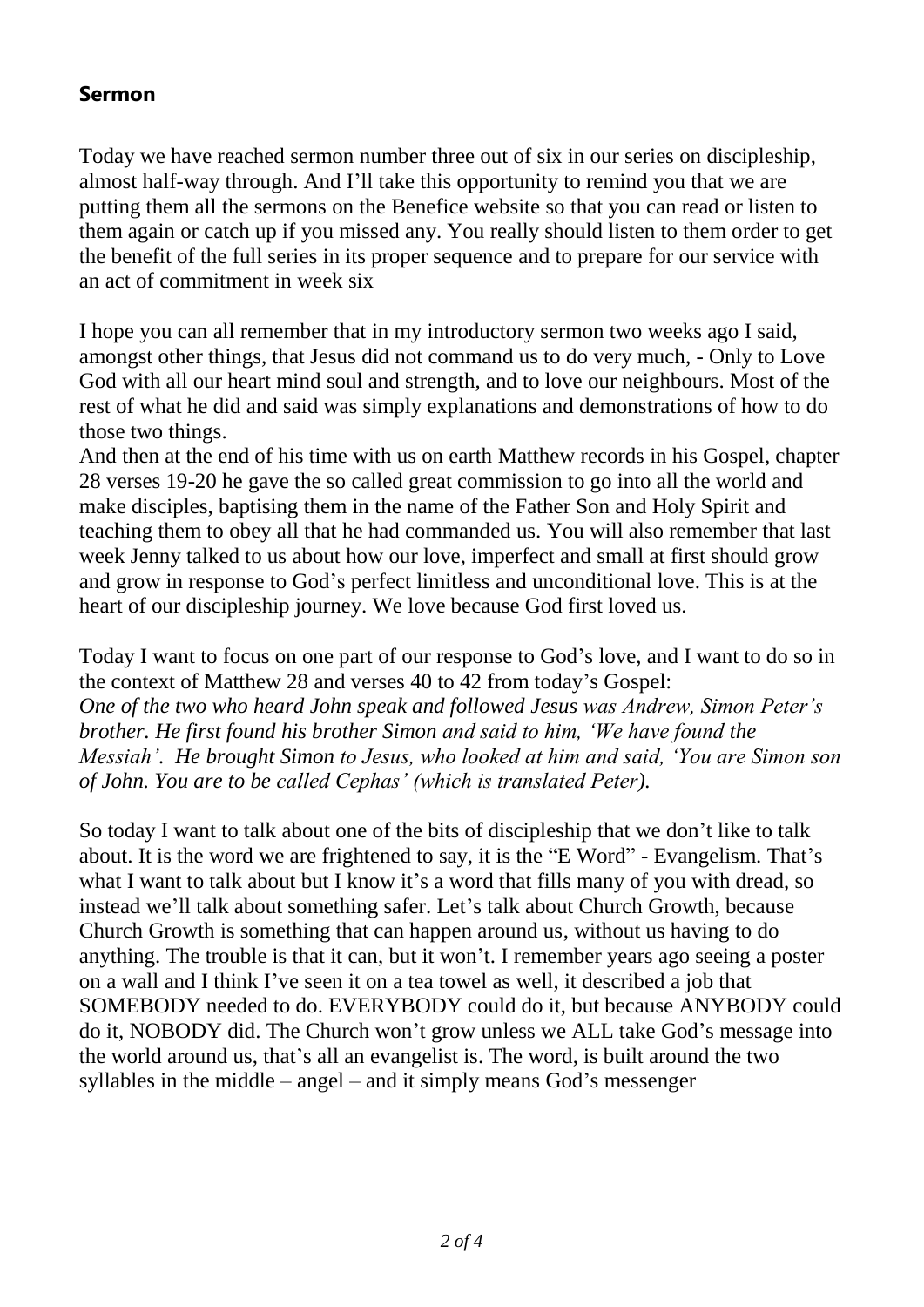## Sermon

Today we have reached sermon number three out of six in our series on discipleship, almost half-way through. And I'll take this opportunity to remind you that we are putting them all the sermons on the Benefice website so that you can read or listen to them again or catch up if you missed any. You really should listen to them order to get the benefit of the full series in its proper sequence and to prepare for our service with an act of commitment in week six

I hope you can all remember that in my introductory sermon two weeks ago I said, amongst other things, that Jesus did not command us to do very much, - Only to Love God with all our heart mind soul and strength, and to love our neighbours. Most of the rest of what he did and said was simply explanations and demonstrations of how to do those two things.

And then at the end of his time with us on earth Matthew records in his Gospel, chapter 28 verses 19-20 he gave the so called great commission to go into all the world and make disciples, baptising them in the name of the Father Son and Holy Spirit and teaching them to obey all that he had commanded us. You will also remember that last week Jenny talked to us about how our love, imperfect and small at first should grow and grow in response to God's perfect limitless and unconditional love. This is at the heart of our discipleship journey. We love because God first loved us.

Today I want to focus on one part of our response to God's love, and I want to do so in the context of Matthew 28 and verses 40 to 42 from today's Gospel:
*One of the two who heard John speak and followed Jesus was Andrew, Simon Peter's brother. He first found his brother Simon and said to him, 'We have found the Messiah'. He brought Simon to Jesus, who looked at him and said, 'You are Simon son of John. You are to be called Cephas' (which is translated Peter).*

So today I want to talk about one of the bits of discipleship that we don't like to talk about. It is the word we are frightened to say, it is the "E Word" - Evangelism. That's what I want to talk about but I know it's a word that fills many of you with dread, so instead we'll talk about something safer. Let's talk about Church Growth, because Church Growth is something that can happen around us, without us having to do anything. The trouble is that it can, but it won't. I remember years ago seeing a poster on a wall and I think I've seen it on a tea towel as well, it described a job that SOMEBODY needed to do. EVERYBODY could do it, but because ANYBODY could do it, NOBODY did. The Church won't grow unless we ALL take God's message into the world around us, that's all an evangelist is. The word, is built around the two syllables in the middle – angel – and it simply means God's messenger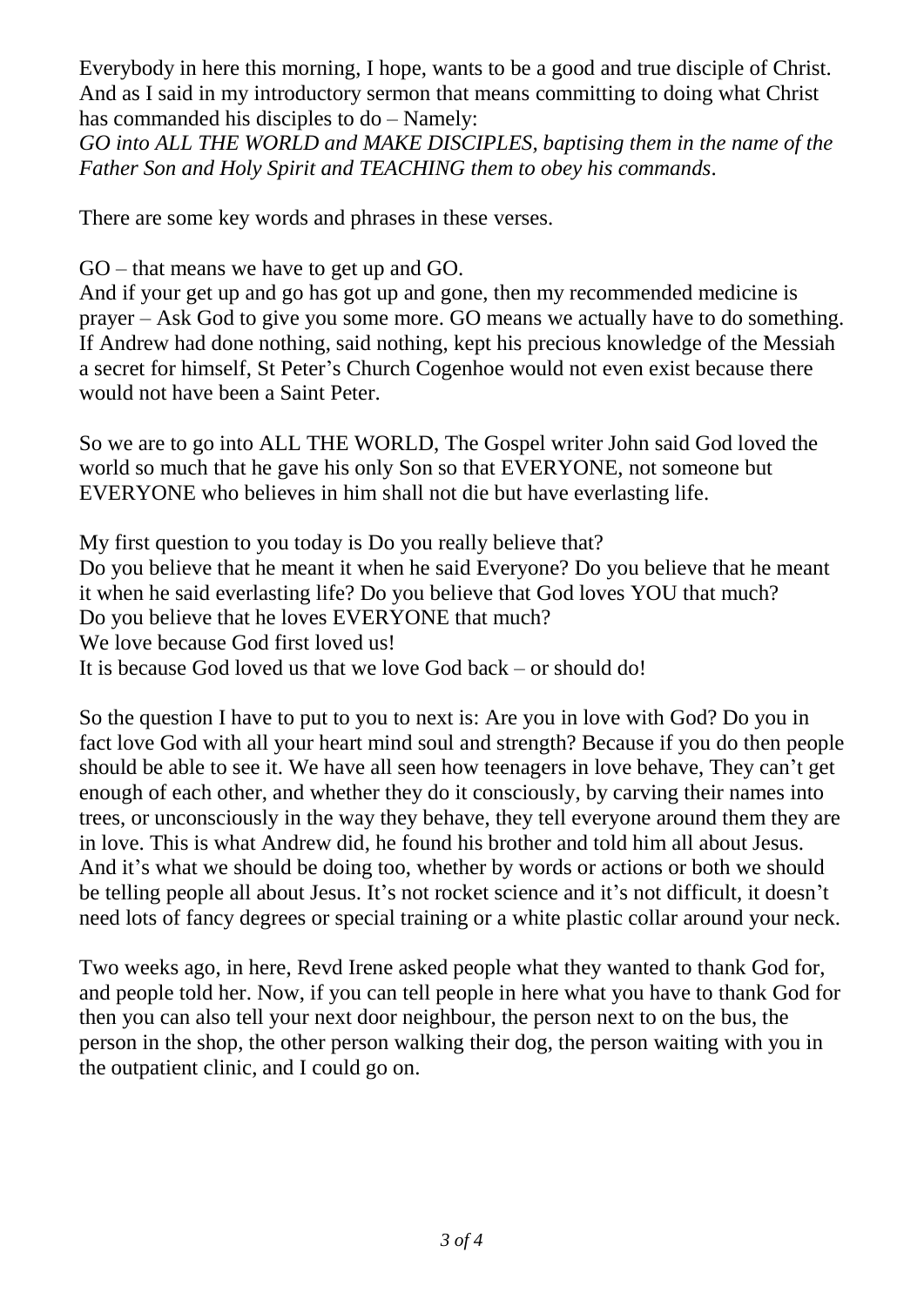Everybody in here this morning, I hope, wants to be a good and true disciple of Christ. And as I said in my introductory sermon that means committing to doing what Christ has commanded his disciples to do – Namely:
*GO into ALL THE WORLD and MAKE DISCIPLES, baptising them in the name of the Father Son and Holy Spirit and TEACHING them to obey his commands*.

There are some key words and phrases in these verses.

GO – that means we have to get up and GO.
And if your get up and go has got up and gone, then my recommended medicine is prayer – Ask God to give you some more. GO means we actually have to do something. If Andrew had done nothing, said nothing, kept his precious knowledge of the Messiah a secret for himself, St Peter's Church Cogenhoe would not even exist because there would not have been a Saint Peter.

So we are to go into ALL THE WORLD, The Gospel writer John said God loved the world so much that he gave his only Son so that EVERYONE, not someone but EVERYONE who believes in him shall not die but have everlasting life.

My first question to you today is Do you really believe that?
Do you believe that he meant it when he said Everyone? Do you believe that he meant it when he said everlasting life? Do you believe that God loves YOU that much?
Do you believe that he loves EVERYONE that much?
We love because God first loved us!
It is because God loved us that we love God back – or should do!

So the question I have to put to you to next is: Are you in love with God? Do you in fact love God with all your heart mind soul and strength? Because if you do then people should be able to see it. We have all seen how teenagers in love behave, They can't get enough of each other, and whether they do it consciously, by carving their names into trees, or unconsciously in the way they behave, they tell everyone around them they are in love. This is what Andrew did, he found his brother and told him all about Jesus. And it's what we should be doing too, whether by words or actions or both we should be telling people all about Jesus. It's not rocket science and it's not difficult, it doesn't need lots of fancy degrees or special training or a white plastic collar around your neck.

Two weeks ago, in here, Revd Irene asked people what they wanted to thank God for, and people told her. Now, if you can tell people in here what you have to thank God for then you can also tell your next door neighbour, the person next to on the bus, the person in the shop, the other person walking their dog, the person waiting with you in the outpatient clinic, and I could go on.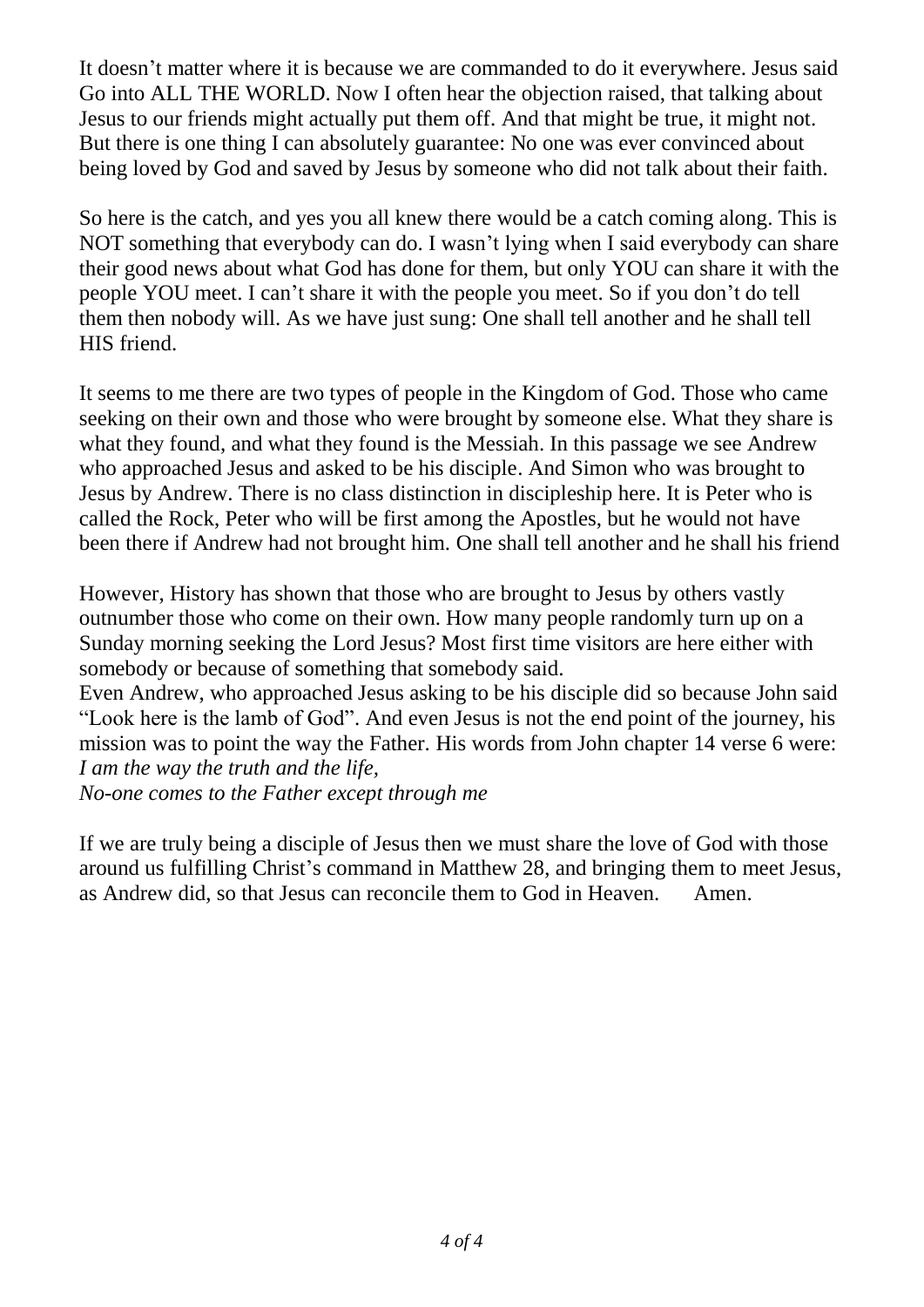It doesn't matter where it is because we are commanded to do it everywhere. Jesus said Go into ALL THE WORLD. Now I often hear the objection raised, that talking about Jesus to our friends might actually put them off. And that might be true, it might not. But there is one thing I can absolutely guarantee: No one was ever convinced about being loved by God and saved by Jesus by someone who did not talk about their faith.

So here is the catch, and yes you all knew there would be a catch coming along. This is NOT something that everybody can do. I wasn't lying when I said everybody can share their good news about what God has done for them, but only YOU can share it with the people YOU meet. I can't share it with the people you meet. So if you don't do tell them then nobody will. As we have just sung: One shall tell another and he shall tell HIS friend.

It seems to me there are two types of people in the Kingdom of God. Those who came seeking on their own and those who were brought by someone else. What they share is what they found, and what they found is the Messiah. In this passage we see Andrew who approached Jesus and asked to be his disciple. And Simon who was brought to Jesus by Andrew. There is no class distinction in discipleship here. It is Peter who is called the Rock, Peter who will be first among the Apostles, but he would not have been there if Andrew had not brought him. One shall tell another and he shall his friend

However, History has shown that those who are brought to Jesus by others vastly outnumber those who come on their own. How many people randomly turn up on a Sunday morning seeking the Lord Jesus? Most first time visitors are here either with somebody or because of something that somebody said.
Even Andrew, who approached Jesus asking to be his disciple did so because John said "Look here is the lamb of God". And even Jesus is not the end point of the journey, his mission was to point the way the Father. His words from John chapter 14 verse 6 were:
*I am the way the truth and the life,*
*No-one comes to the Father except through me*

If we are truly being a disciple of Jesus then we must share the love of God with those around us fulfilling Christ's command in Matthew 28, and bringing them to meet Jesus, as Andrew did, so that Jesus can reconcile them to God in Heaven. Amen.